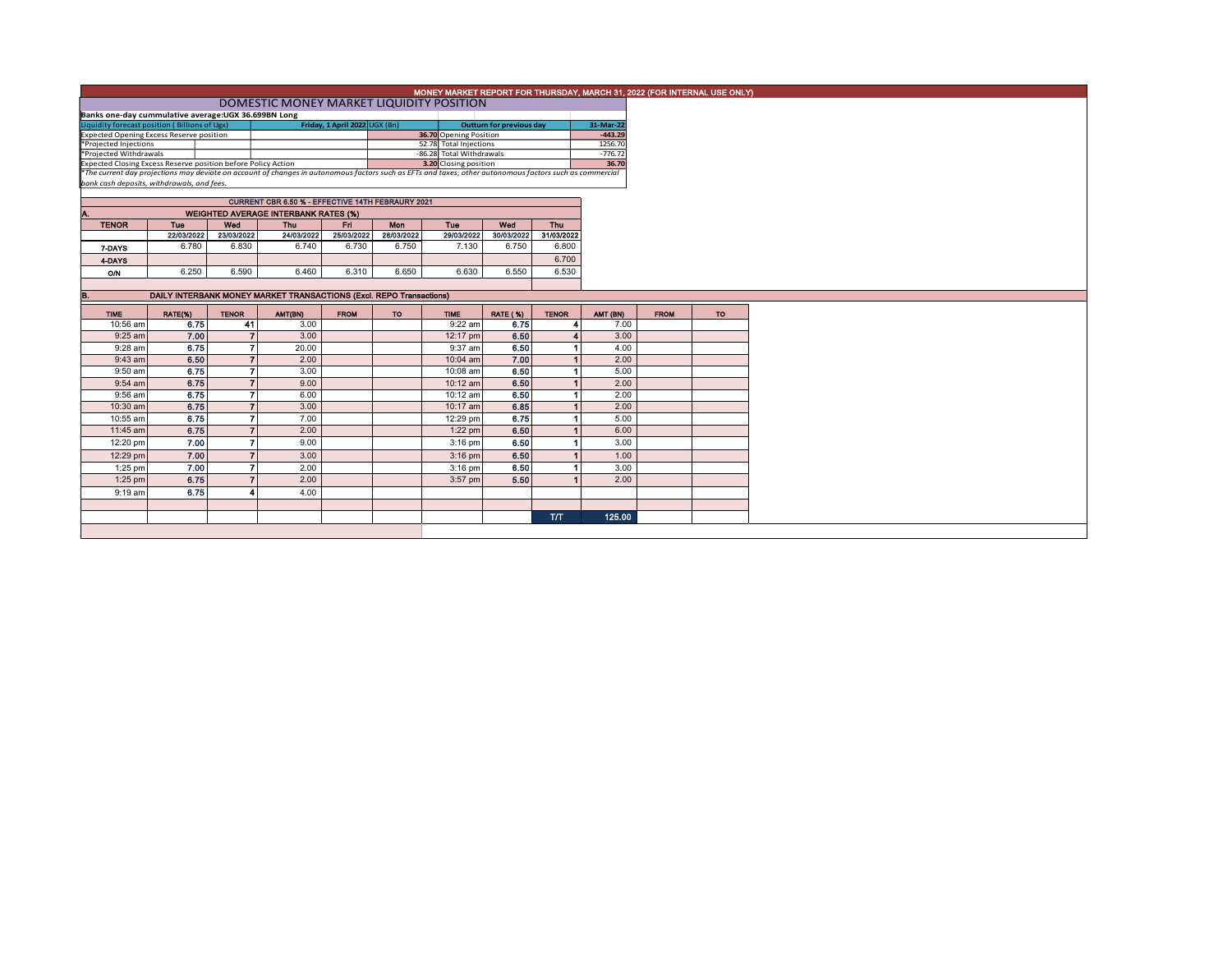# MONEY MARKET REPORT FOR THURSDAY, MARCH 31, 2022 (FOR INTERNAL USE ONLY)

## DOMESTIC MONEY MARKET LIQUIDITY POSITION

**Banks one-day cummulative average:UGX 36.699BN Long**

| Liquidity forecast position ( Billions of Ugx) | Friday, 1 April 2022 UGX (Bn) | Outturn for previous day | 31-Mar-22 |
|---|---|---|---|
| Expected Opening Excess Reserve position | 36.70 | Opening Position | -443.29 |
| *Projected Injections | 52.78 | Total Injections | 1256.70 |
| *Projected Withdrawals | -86.28 | Total Withdrawals | -776.72 |
| Expected Closing Excess Reserve position before Policy Action | 3.20 | Closing position | 36.70 |

*The current day projections may deviate on account of changes in autonomous factors such as EFTs and taxes; other autonomous factors such as commercial bank cash deposits, withdrawals, and fees.

**CURRENT CBR 6.50 % - EFFECTIVE 14TH FEBRAURY 2021**

### A. WEIGHTED AVERAGE INTERBANK RATES (%)

| TENOR | Tue 22/03/2022 | Wed 23/03/2022 | Thu 24/03/2022 | Fri 25/03/2022 | Mon 28/03/2022 | Tue 29/03/2022 | Wed 30/03/2022 | Thu 31/03/2022 |
|---|---|---|---|---|---|---|---|---|
| 7-DAYS | 6.780 | 6.830 | 6.740 | 6.730 | 6.750 | 7.130 | 6.750 | 6.800 |
| 4-DAYS | | | | | | | | 6.700 |
| O/N | 6.250 | 6.590 | 6.460 | 6.310 | 6.650 | 6.630 | 6.550 | 6.530 |

### B. DAILY INTERBANK MONEY MARKET TRANSACTIONS (Excl. REPO Transactions)

| TIME | RATE(%) | TENOR | AMT(BN) | FROM | TO | TIME | RATE (%) | TENOR | AMT (BN) | FROM | TO |
|---|---|---|---|---|---|---|---|---|---|---|---|
| 10:56 am | 6.75 | 41 | 3.00 | | | 9:22 am | 6.75 | 4 | 7.00 | | |
| 9:25 am | 7.00 | 7 | 3.00 | | | 12:17 pm | 6.50 | 4 | 3.00 | | |
| 9:28 am | 6.75 | 7 | 20.00 | | | 9:37 am | 6.50 | 1 | 4.00 | | |
| 9:43 am | 6.50 | 7 | 2.00 | | | 10:04 am | 7.00 | 1 | 2.00 | | |
| 9:50 am | 6.75 | 7 | 3.00 | | | 10:08 am | 6.50 | 1 | 5.00 | | |
| 9:54 am | 6.75 | 7 | 9.00 | | | 10:12 am | 6.50 | 1 | 2.00 | | |
| 9:56 am | 6.75 | 7 | 6.00 | | | 10:12 am | 6.50 | 1 | 2.00 | | |
| 10:30 am | 6.75 | 7 | 3.00 | | | 10:17 am | 6.85 | 1 | 2.00 | | |
| 10:55 am | 6.75 | 7 | 7.00 | | | 12:29 pm | 6.75 | 1 | 5.00 | | |
| 11:45 am | 6.75 | 7 | 2.00 | | | 1:22 pm | 6.50 | 1 | 6.00 | | |
| 12:20 pm | 7.00 | 7 | 9.00 | | | 3:16 pm | 6.50 | 1 | 3.00 | | |
| 12:29 pm | 7.00 | 7 | 3.00 | | | 3:16 pm | 6.50 | 1 | 1.00 | | |
| 1:25 pm | 7.00 | 7 | 2.00 | | | 3:16 pm | 6.50 | 1 | 3.00 | | |
| 1:25 pm | 6.75 | 7 | 2.00 | | | 3:57 pm | 5.50 | 1 | 2.00 | | |
| 9:19 am | 6.75 | 4 | 4.00 | | | | | | | | |
| | | | | | | | | T/T | 125.00 | | |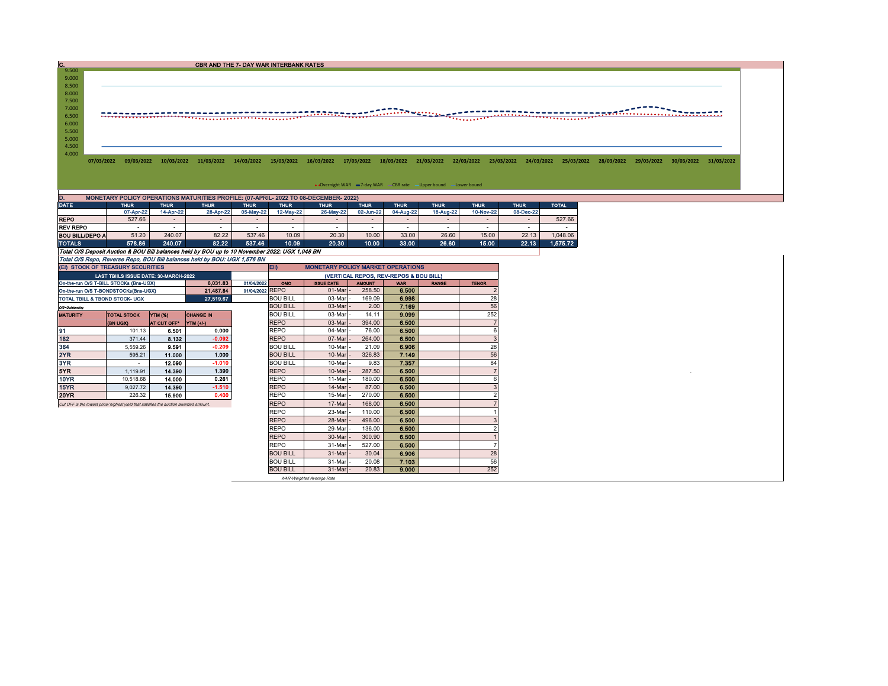## C. CBR AND THE 7- DAY WAR INTERBANK RATES

9.500
9.000
8.500
8.000
7.500
7.000
6.500
6.000
5.500
5.000
4.500
4.000

07/03/2022 09/03/2022 10/03/2022 11/03/2022 14/03/2022 15/03/2022 16/03/2022 17/03/2022 18/03/2022 21/03/2022 22/03/2022 23/03/2022 24/03/2022 25/03/2022 28/03/2022 29/03/2022 30/03/2022 31/03/2022

Overnight WAR · 7-day WAR · CBR rate · Upper bound · Lower bound

## D. MONETARY POLICY OPERATIONS MATURITIES PROFILE: (07-APRIL- 2022 TO 08-DECEMBER- 2022)

| DATE | THUR | THUR | THUR | THUR | THUR | THUR | THUR | THUR | THUR | THUR | THUR | TOTAL |
|---|---|---|---|---|---|---|---|---|---|---|---|---|
| | 07-Apr-22 | 14-Apr-22 | 28-Apr-22 | 05-May-22 | 12-May-22 | 26-May-22 | 02-Jun-22 | 04-Aug-22 | 18-Aug-22 | 10-Nov-22 | 08-Dec-22 | |
| REPO | 527.66 | - | - | - | - | - | - | - | - | - | - | 527.66 |
| REV REPO | - | - | - | - | - | - | - | - | - | - | - | - |
| BOU BILL/DEPO A | 51.20 | 240.07 | 82.22 | 537.46 | 10.09 | 20.30 | 10.00 | 33.00 | 26.60 | 15.00 | 22.13 | 1,048.06 |
| TOTALS | 578.86 | 240.07 | 82.22 | 537.46 | 10.09 | 20.30 | 10.00 | 33.00 | 26.60 | 15.00 | 22.13 | 1,575.72 |

*Total O/S Deposit Auction & BOU Bill balances held by BOU up to 10 November 2022: UGX 1,048 BN*

*Total O/S Repo, Reverse Repo, BOU Bill balances held by BOU: UGX 1,576 BN*

## (Ei) STOCK OF TREASURY SECURITIES

| LAST TBIILS ISSUE DATE: 30-MARCH-2022 | | |
|---|---|---|
| On-the-run O/S T-BILL STOCKs (Bns-UGX) | 6,031.83 | 01/04/2022 |
| On-the-run O/S T-BONDSTOCKs(Bns-UGX) | 21,487.84 | 01/04/2022 |
| TOTAL TBILL & TBOND STOCK- UGX | 27,519.67 | |

O/S=Outstanding

| MATURITY | TOTAL STOCK (BN UGX) | YTM (%) AT CUT OFF* | CHANGE IN YTM (+/-) |
|---|---|---|---|
| 91 | 101.13 | 6.501 | 0.000 |
| 182 | 371.44 | 8.132 | -0.092 |
| 364 | 5,559.26 | 9.591 | -0.209 |
| 2YR | 595.21 | 11.000 | 1.000 |
| 3YR | - | 12.090 | -1.010 |
| 5YR | 1,119.91 | 14.390 | 1.390 |
| 10YR | 10,518.68 | 14.000 | 0.261 |
| 15YR | 9,027.72 | 14.390 | -1.510 |
| 20YR | 226.32 | 15.900 | 0.400 |

*Cut OFF is the lowest price/ highest yield that satisfies the auction awarded amount.*

## Eii) MONETARY POLICY MARKET OPERATIONS

(VERTICAL REPOS, REV-REPOS & BOU BILL)

| OMO | ISSUE DATE | AMOUNT | WAR | RANGE | TENOR |
|---|---|---|---|---|---|
| REPO | 01-Mar | 258.50 | 6.500 | | 2 |
| BOU BILL | 03-Mar | 169.09 | 6.998 | | 28 |
| BOU BILL | 03-Mar | 2.00 | 7.169 | | 56 |
| BOU BILL | 03-Mar | 14.11 | 9.099 | | 252 |
| REPO | 03-Mar | 394.00 | 6.500 | | 7 |
| REPO | 04-Mar | 76.00 | 6.500 | | 6 |
| REPO | 07-Mar | 264.00 | 6.500 | | 3 |
| BOU BILL | 10-Mar | 21.09 | 6.906 | | 28 |
| BOU BILL | 10-Mar | 326.83 | 7.149 | | 56 |
| BOU BILL | 10-Mar | 9.83 | 7.357 | | 84 |
| REPO | 10-Mar | 287.50 | 6.500 | | 7 |
| REPO | 11-Mar | 180.00 | 6.500 | | 6 |
| REPO | 14-Mar | 87.00 | 6.500 | | 3 |
| REPO | 15-Mar | 270.00 | 6.500 | | 2 |
| REPO | 17-Mar | 168.00 | 6.500 | | 7 |
| REPO | 23-Mar | 110.00 | 6.500 | | 1 |
| REPO | 28-Mar | 496.00 | 6.500 | | 3 |
| REPO | 29-Mar | 136.00 | 6.500 | | 2 |
| REPO | 30-Mar | 300.90 | 6.500 | | 1 |
| REPO | 31-Mar | 527.00 | 6.500 | | 7 |
| BOU BILL | 31-Mar | 30.04 | 6.906 | | 28 |
| BOU BILL | 31-Mar | 20.08 | 7.103 | | 56 |
| BOU BILL | 31-Mar | 20.83 | 9.000 | | 252 |

*WAR-Weighted Average Rate*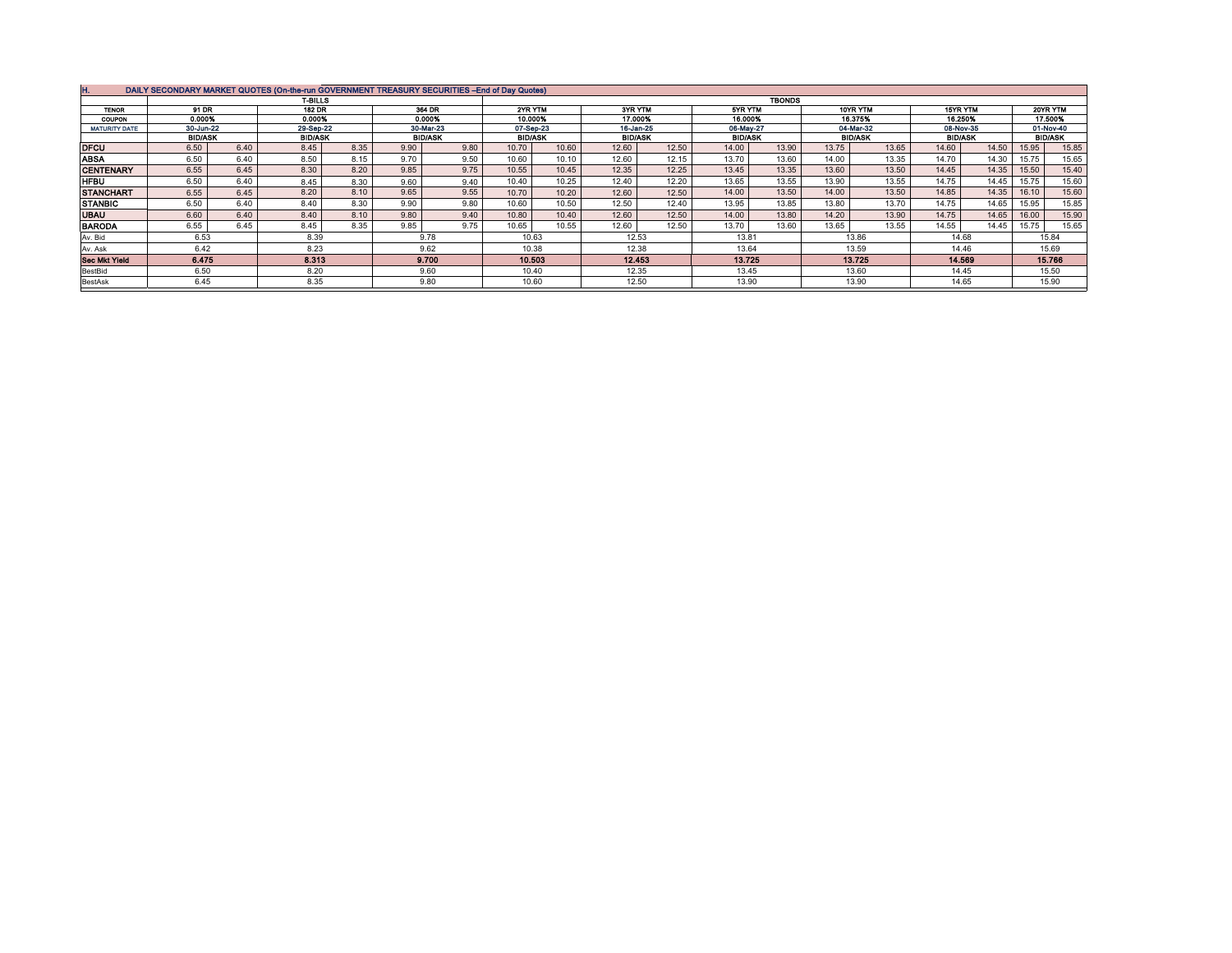## H. DAILY SECONDARY MARKET QUOTES (On-the-run GOVERNMENT TREASURY SECURITIES –End of Day Quotes)

| | T-BILLS | | | | | | TBONDS | | | | | | | | | | | |
|---|---|---|---|---|---|---|---|---|---|---|---|---|---|---|---|---|---|---|
| TENOR | 91 DR | | 182 DR | | 364 DR | | 2YR YTM | | 3YR YTM | | 5YR YTM | | 10YR YTM | | 15YR YTM | | 20YR YTM | |
| COUPON | 0.000% | | 0.000% | | 0.000% | | 10.000% | | 17.000% | | 16.000% | | 16.375% | | 16.250% | | 17.500% | |
| MATURITY DATE | 30-Jun-22 | | 29-Sep-22 | | 30-Mar-23 | | 07-Sep-23 | | 16-Jan-25 | | 06-May-27 | | 04-Mar-32 | | 08-Nov-35 | | 01-Nov-40 | |
| | BID/ASK | | BID/ASK | | BID/ASK | | BID/ASK | | BID/ASK | | BID/ASK | | BID/ASK | | BID/ASK | | BID/ASK | |
| DFCU | 6.50 | 6.40 | 8.45 | 8.35 | 9.90 | 9.80 | 10.70 | 10.60 | 12.60 | 12.50 | 14.00 | 13.90 | 13.75 | 13.65 | 14.60 | 14.50 | 15.95 | 15.85 |
| ABSA | 6.50 | 6.40 | 8.50 | 8.15 | 9.70 | 9.50 | 10.60 | 10.10 | 12.60 | 12.15 | 13.70 | 13.60 | 14.00 | 13.35 | 14.70 | 14.30 | 15.75 | 15.65 |
| CENTENARY | 6.55 | 6.45 | 8.30 | 8.20 | 9.85 | 9.75 | 10.55 | 10.45 | 12.35 | 12.25 | 13.45 | 13.35 | 13.60 | 13.50 | 14.45 | 14.35 | 15.50 | 15.40 |
| HFBU | 6.50 | 6.40 | 8.45 | 8.30 | 9.60 | 9.40 | 10.40 | 10.25 | 12.40 | 12.20 | 13.65 | 13.55 | 13.90 | 13.55 | 14.75 | 14.45 | 15.75 | 15.60 |
| STANCHART | 6.55 | 6.45 | 8.20 | 8.10 | 9.65 | 9.55 | 10.70 | 10.20 | 12.60 | 12.50 | 14.00 | 13.50 | 14.00 | 13.50 | 14.85 | 14.35 | 16.10 | 15.60 |
| STANBIC | 6.50 | 6.40 | 8.40 | 8.30 | 9.90 | 9.80 | 10.60 | 10.50 | 12.50 | 12.40 | 13.95 | 13.85 | 13.80 | 13.70 | 14.75 | 14.65 | 15.95 | 15.85 |
| UBAU | 6.60 | 6.40 | 8.40 | 8.10 | 9.80 | 9.40 | 10.80 | 10.40 | 12.60 | 12.50 | 14.00 | 13.80 | 14.20 | 13.90 | 14.75 | 14.65 | 16.00 | 15.90 |
| BARODA | 6.55 | 6.45 | 8.45 | 8.35 | 9.85 | 9.75 | 10.65 | 10.55 | 12.60 | 12.50 | 13.70 | 13.60 | 13.65 | 13.55 | 14.55 | 14.45 | 15.75 | 15.65 |
| Av. Bid | 6.53 | | 8.39 | | 9.78 | | 10.63 | | 12.53 | | 13.81 | | 13.86 | | 14.68 | | 15.84 | |
| Av. Ask | 6.42 | | 8.23 | | 9.62 | | 10.38 | | 12.38 | | 13.64 | | 13.59 | | 14.46 | | 15.69 | |
| **Sec Mkt Yield** | **6.475** | | **8.313** | | **9.700** | | **10.503** | | **12.453** | | **13.725** | | **13.725** | | **14.569** | | **15.766** | |
| BestBid | 6.50 | | 8.20 | | 9.60 | | 10.40 | | 12.35 | | 13.45 | | 13.60 | | 14.45 | | 15.50 | |
| BestAsk | 6.45 | | 8.35 | | 9.80 | | 10.60 | | 12.50 | | 13.90 | | 13.90 | | 14.65 | | 15.90 | |